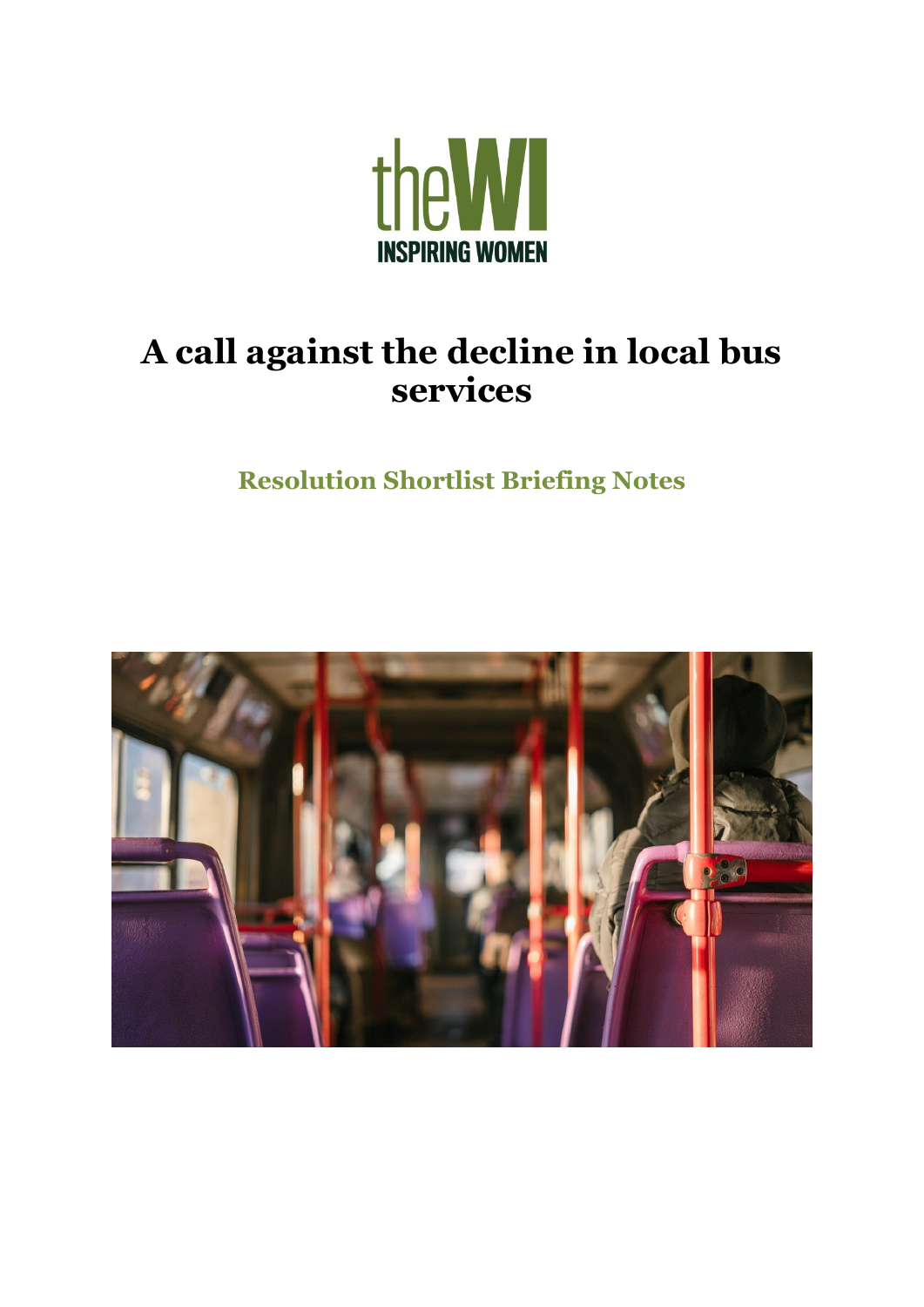# A call against the decline in local bus services

## Resolution Shortlist Briefing Notes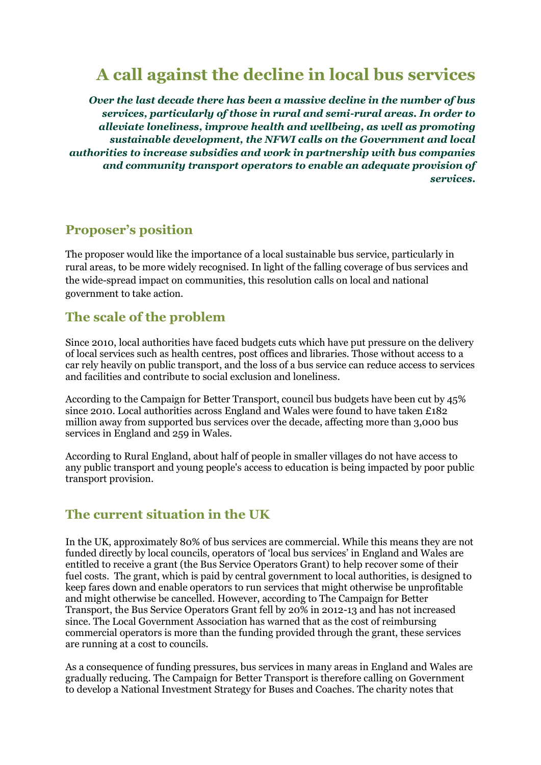# A call against the decline in local bus services

***Over the last decade there has been a massive decline in the number of bus services, particularly of those in rural and semi-rural areas. In order to alleviate loneliness, improve health and wellbeing, as well as promoting sustainable development, the NFWI calls on the Government and local authorities to increase subsidies and work in partnership with bus companies and community transport operators to enable an adequate provision of services.***

## Proposer's position

The proposer would like the importance of a local sustainable bus service, particularly in rural areas, to be more widely recognised. In light of the falling coverage of bus services and the wide-spread impact on communities, this resolution calls on local and national government to take action.

## The scale of the problem

Since 2010, local authorities have faced budgets cuts which have put pressure on the delivery of local services such as health centres, post offices and libraries. Those without access to a car rely heavily on public transport, and the loss of a bus service can reduce access to services and facilities and contribute to social exclusion and loneliness.

According to the Campaign for Better Transport, council bus budgets have been cut by 45% since 2010. Local authorities across England and Wales were found to have taken £182 million away from supported bus services over the decade, affecting more than 3,000 bus services in England and 259 in Wales.

According to Rural England, about half of people in smaller villages do not have access to any public transport and young people's access to education is being impacted by poor public transport provision.

## The current situation in the UK

In the UK, approximately 80% of bus services are commercial. While this means they are not funded directly by local councils, operators of 'local bus services' in England and Wales are entitled to receive a grant (the Bus Service Operators Grant) to help recover some of their fuel costs. The grant, which is paid by central government to local authorities, is designed to keep fares down and enable operators to run services that might otherwise be unprofitable and might otherwise be cancelled. However, according to The Campaign for Better Transport, the Bus Service Operators Grant fell by 20% in 2012-13 and has not increased since. The Local Government Association has warned that as the cost of reimbursing commercial operators is more than the funding provided through the grant, these services are running at a cost to councils.

As a consequence of funding pressures, bus services in many areas in England and Wales are gradually reducing. The Campaign for Better Transport is therefore calling on Government to develop a National Investment Strategy for Buses and Coaches. The charity notes that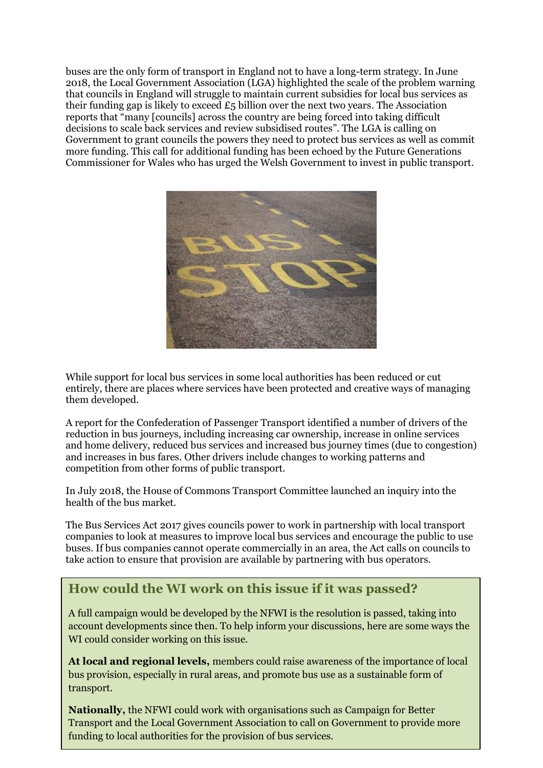buses are the only form of transport in England not to have a long-term strategy. In June 2018, the Local Government Association (LGA) highlighted the scale of the problem warning that councils in England will struggle to maintain current subsidies for local bus services as their funding gap is likely to exceed £5 billion over the next two years. The Association reports that "many [councils] across the country are being forced into taking difficult decisions to scale back services and review subsidised routes". The LGA is calling on Government to grant councils the powers they need to protect bus services as well as commit more funding. This call for additional funding has been echoed by the Future Generations Commissioner for Wales who has urged the Welsh Government to invest in public transport.

While support for local bus services in some local authorities has been reduced or cut entirely, there are places where services have been protected and creative ways of managing them developed.

A report for the Confederation of Passenger Transport identified a number of drivers of the reduction in bus journeys, including increasing car ownership, increase in online services and home delivery, reduced bus services and increased bus journey times (due to congestion) and increases in bus fares. Other drivers include changes to working patterns and competition from other forms of public transport.

In July 2018, the House of Commons Transport Committee launched an inquiry into the health of the bus market.

The Bus Services Act 2017 gives councils power to work in partnership with local transport companies to look at measures to improve local bus services and encourage the public to use buses. If bus companies cannot operate commercially in an area, the Act calls on councils to take action to ensure that provision are available by partnering with bus operators.

## How could the WI work on this issue if it was passed?

A full campaign would be developed by the NFWI is the resolution is passed, taking into account developments since then. To help inform your discussions, here are some ways the WI could consider working on this issue.

**At local and regional levels,** members could raise awareness of the importance of local bus provision, especially in rural areas, and promote bus use as a sustainable form of transport.

**Nationally,** the NFWI could work with organisations such as Campaign for Better Transport and the Local Government Association to call on Government to provide more funding to local authorities for the provision of bus services.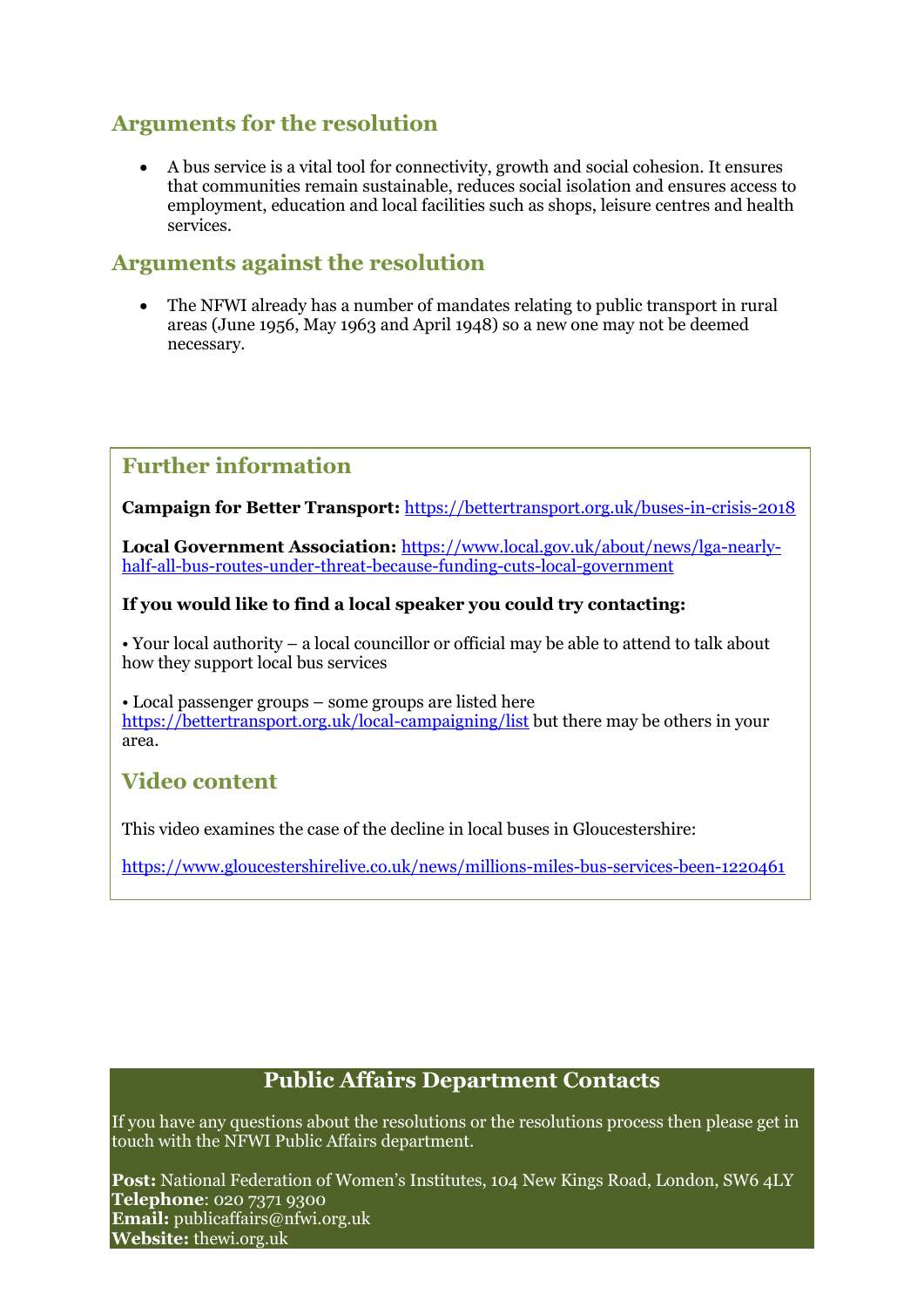## Arguments for the resolution

- A bus service is a vital tool for connectivity, growth and social cohesion. It ensures that communities remain sustainable, reduces social isolation and ensures access to employment, education and local facilities such as shops, leisure centres and health services.

## Arguments against the resolution

- The NFWI already has a number of mandates relating to public transport in rural areas (June 1956, May 1963 and April 1948) so a new one may not be deemed necessary.

## Further information

**Campaign for Better Transport:** https://bettertransport.org.uk/buses-in-crisis-2018

**Local Government Association:** https://www.local.gov.uk/about/news/lga-nearly-half-all-bus-routes-under-threat-because-funding-cuts-local-government

**If you would like to find a local speaker you could try contacting:**

• Your local authority – a local councillor or official may be able to attend to talk about how they support local bus services

• Local passenger groups – some groups are listed here https://bettertransport.org.uk/local-campaigning/list but there may be others in your area.

## Video content

This video examines the case of the decline in local buses in Gloucestershire:

https://www.gloucestershirelive.co.uk/news/millions-miles-bus-services-been-1220461

## Public Affairs Department Contacts

If you have any questions about the resolutions or the resolutions process then please get in touch with the NFWI Public Affairs department.

**Post:** National Federation of Women's Institutes, 104 New Kings Road, London, SW6 4LY
**Telephone**: 020 7371 9300
**Email:** publicaffairs@nfwi.org.uk
**Website:** thewi.org.uk